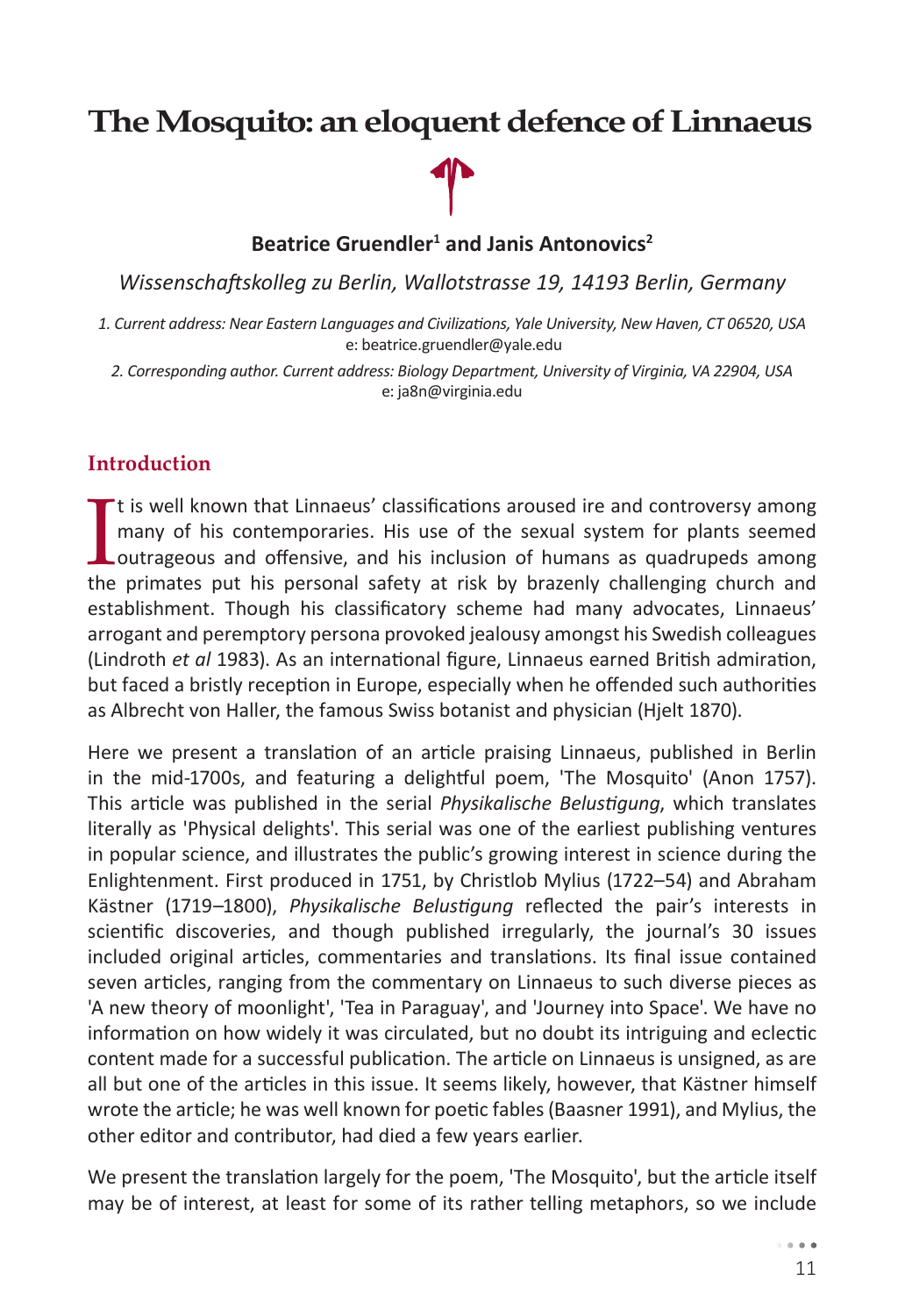# The Mosquito: an eloquent defence of Linnaeus

**Beatrice Gruendler[1] and Janis Antonovics[2]**

*Wissenschaftskolleg zu Berlin, Wallotstrasse 19, 14193 Berlin, Germany*

*1. Current address: Near Eastern Languages and Civilizations, Yale University, New Haven, CT 06520, USA*
e: beatrice.gruendler@yale.edu

*2. Corresponding author. Current address: Biology Department, University of Virginia, VA 22904, USA*
e: ja8n@virginia.edu

## Introduction

It is well known that Linnaeus' classifications aroused ire and controversy among many of his contemporaries. His use of the sexual system for plants seemed outrageous and offensive, and his inclusion of humans as quadrupeds among the primates put his personal safety at risk by brazenly challenging church and establishment. Though his classificatory scheme had many advocates, Linnaeus' arrogant and peremptory persona provoked jealousy amongst his Swedish colleagues (Lindroth *et al* 1983). As an international figure, Linnaeus earned British admiration, but faced a bristly reception in Europe, especially when he offended such authorities as Albrecht von Haller, the famous Swiss botanist and physician (Hjelt 1870).

Here we present a translation of an article praising Linnaeus, published in Berlin in the mid-1700s, and featuring a delightful poem, 'The Mosquito' (Anon 1757). This article was published in the serial *Physikalische Belustigung*, which translates literally as 'Physical delights'. This serial was one of the earliest publishing ventures in popular science, and illustrates the public's growing interest in science during the Enlightenment. First produced in 1751, by Christlob Mylius (1722–54) and Abraham Kästner (1719–1800), *Physikalische Belustigung* reflected the pair's interests in scientific discoveries, and though published irregularly, the journal's 30 issues included original articles, commentaries and translations. Its final issue contained seven articles, ranging from the commentary on Linnaeus to such diverse pieces as 'A new theory of moonlight', 'Tea in Paraguay', and 'Journey into Space'. We have no information on how widely it was circulated, but no doubt its intriguing and eclectic content made for a successful publication. The article on Linnaeus is unsigned, as are all but one of the articles in this issue. It seems likely, however, that Kästner himself wrote the article; he was well known for poetic fables (Baasner 1991), and Mylius, the other editor and contributor, had died a few years earlier.

We present the translation largely for the poem, 'The Mosquito', but the article itself may be of interest, at least for some of its rather telling metaphors, so we include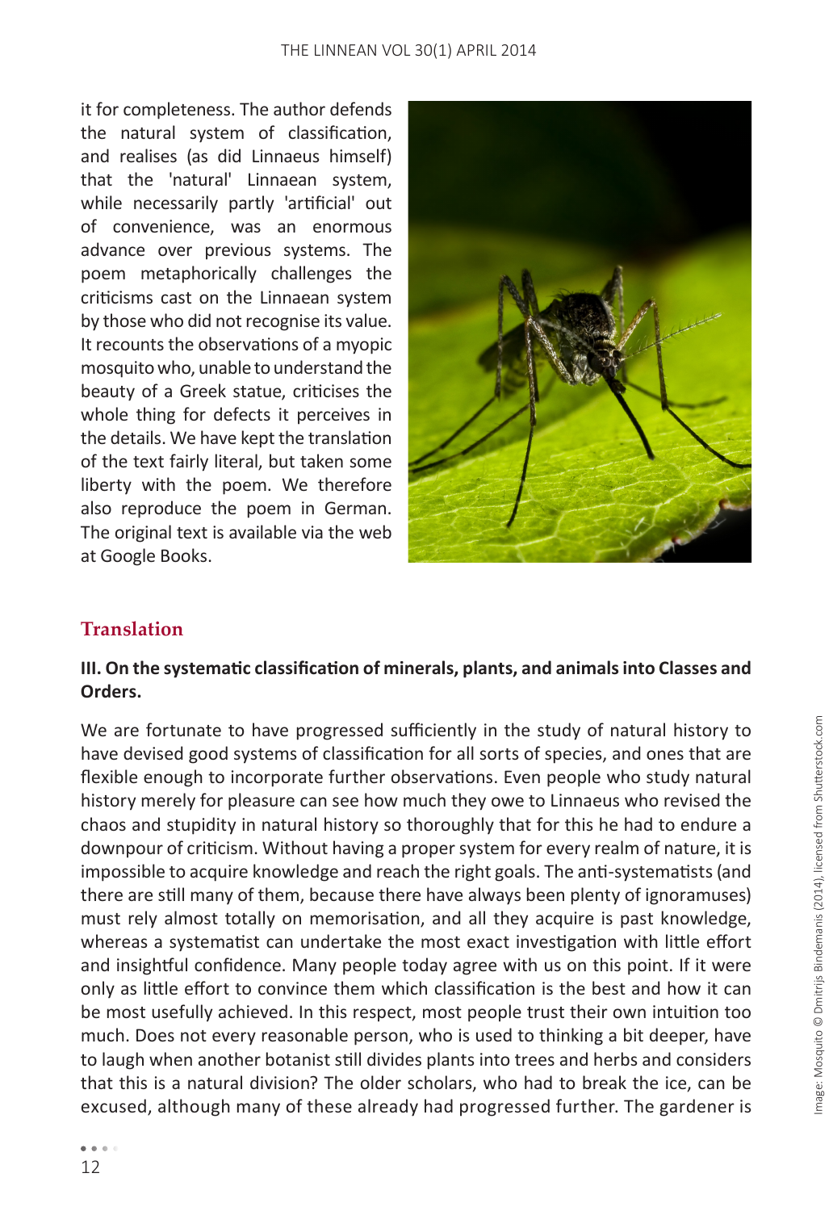it for completeness. The author defends the natural system of classification, and realises (as did Linnaeus himself) that the 'natural' Linnaean system, while necessarily partly 'artificial' out of convenience, was an enormous advance over previous systems. The poem metaphorically challenges the criticisms cast on the Linnaean system by those who did not recognise its value. It recounts the observations of a myopic mosquito who, unable to understand the beauty of a Greek statue, criticises the whole thing for defects it perceives in the details. We have kept the translation of the text fairly literal, but taken some liberty with the poem. We therefore also reproduce the poem in German. The original text is available via the web at Google Books.

Image: Mosquito © Dmitrijs Bindemanis (2014), licensed from Shutterstock.com

## Translation

**III. On the systematic classification of minerals, plants, and animals into Classes and Orders.**

We are fortunate to have progressed sufficiently in the study of natural history to have devised good systems of classification for all sorts of species, and ones that are flexible enough to incorporate further observations. Even people who study natural history merely for pleasure can see how much they owe to Linnaeus who revised the chaos and stupidity in natural history so thoroughly that for this he had to endure a downpour of criticism. Without having a proper system for every realm of nature, it is impossible to acquire knowledge and reach the right goals. The anti-systematists (and there are still many of them, because there have always been plenty of ignoramuses) must rely almost totally on memorisation, and all they acquire is past knowledge, whereas a systematist can undertake the most exact investigation with little effort and insightful confidence. Many people today agree with us on this point. If it were only as little effort to convince them which classification is the best and how it can be most usefully achieved. In this respect, most people trust their own intuition too much. Does not every reasonable person, who is used to thinking a bit deeper, have to laugh when another botanist still divides plants into trees and herbs and considers that this is a natural division? The older scholars, who had to break the ice, can be excused, although many of these already had progressed further. The gardener is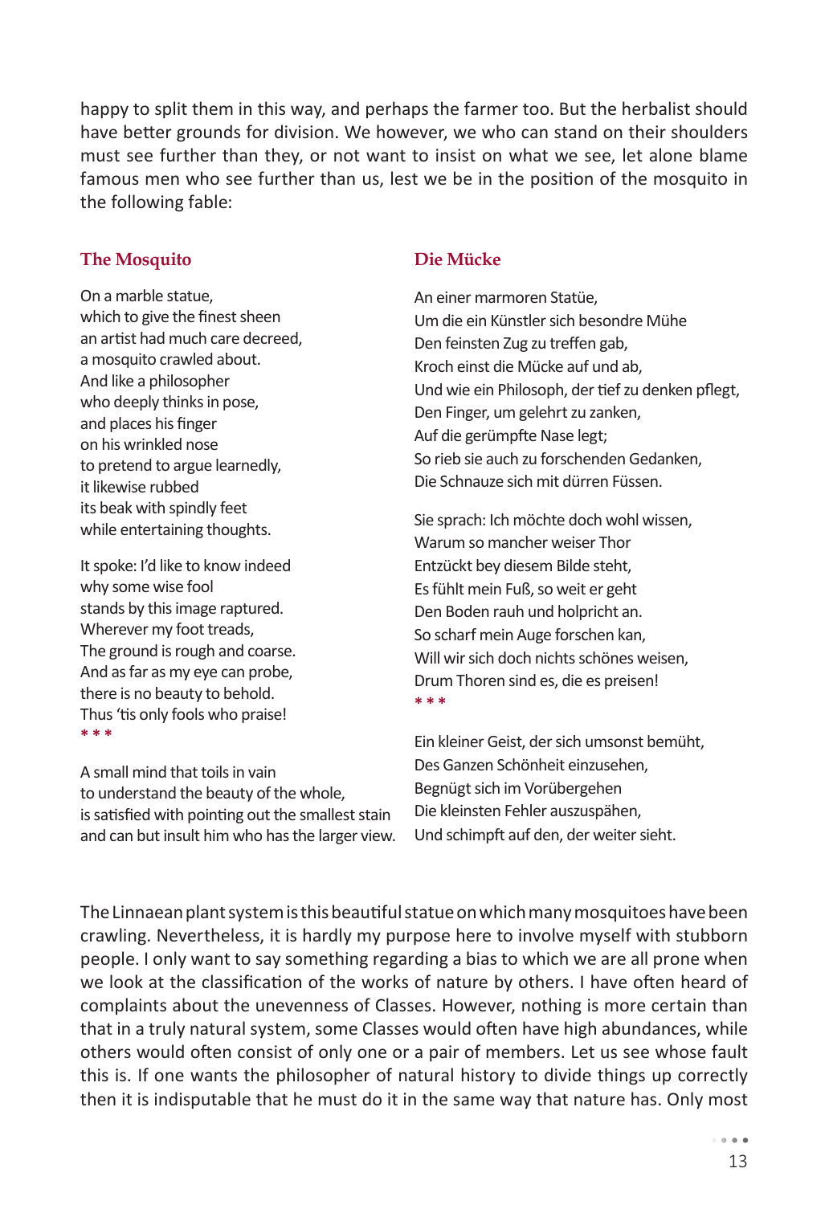happy to split them in this way, and perhaps the farmer too. But the herbalist should have better grounds for division. We however, we who can stand on their shoulders must see further than they, or not want to insist on what we see, let alone blame famous men who see further than us, lest we be in the position of the mosquito in the following fable:

### The Mosquito

On a marble statue,  
which to give the finest sheen  
an artist had much care decreed,  
a mosquito crawled about.  
And like a philosopher  
who deeply thinks in pose,  
and places his finger  
on his wrinkled nose  
to pretend to argue learnedly,  
it likewise rubbed  
its beak with spindly feet  
while entertaining thoughts.

It spoke: I'd like to know indeed  
why some wise fool  
stands by this image raptured.  
Wherever my foot treads,  
The ground is rough and coarse.  
And as far as my eye can probe,  
there is no beauty to behold.  
Thus 'tis only fools who praise!  
* * *

A small mind that toils in vain  
to understand the beauty of the whole,  
is satisfied with pointing out the smallest stain  
and can but insult him who has the larger view.

### Die Mücke

An einer marmoren Statüe,  
Um die ein Künstler sich besondre Mühe  
Den feinsten Zug zu treffen gab,  
Kroch einst die Mücke auf und ab,  
Und wie ein Philosoph, der tief zu denken pflegt,  
Den Finger, um gelehrt zu zanken,  
Auf die gerümpfte Nase legt;  
So rieb sie auch zu forschenden Gedanken,  
Die Schnauze sich mit dürren Füssen.

Sie sprach: Ich möchte doch wohl wissen,  
Warum so mancher weiser Thor  
Entzückt bey diesem Bilde steht,  
Es fühlt mein Fuß, so weit er geht  
Den Boden rauh und holpricht an.  
So scharf mein Auge forschen kan,  
Will wir sich doch nichts schönes weisen,  
Drum Thoren sind es, die es preisen!  
* * *

Ein kleiner Geist, der sich umsonst bemüht,  
Des Ganzen Schönheit einzusehen,  
Begnügt sich im Vorübergehen  
Die kleinsten Fehler auszuspähen,  
Und schimpft auf den, der weiter sieht.

The Linnaean plant system is this beautiful statue on which many mosquitoes have been crawling. Nevertheless, it is hardly my purpose here to involve myself with stubborn people. I only want to say something regarding a bias to which we are all prone when we look at the classification of the works of nature by others. I have often heard of complaints about the unevenness of Classes. However, nothing is more certain than that in a truly natural system, some Classes would often have high abundances, while others would often consist of only one or a pair of members. Let us see whose fault this is. If one wants the philosopher of natural history to divide things up correctly then it is indisputable that he must do it in the same way that nature has. Only most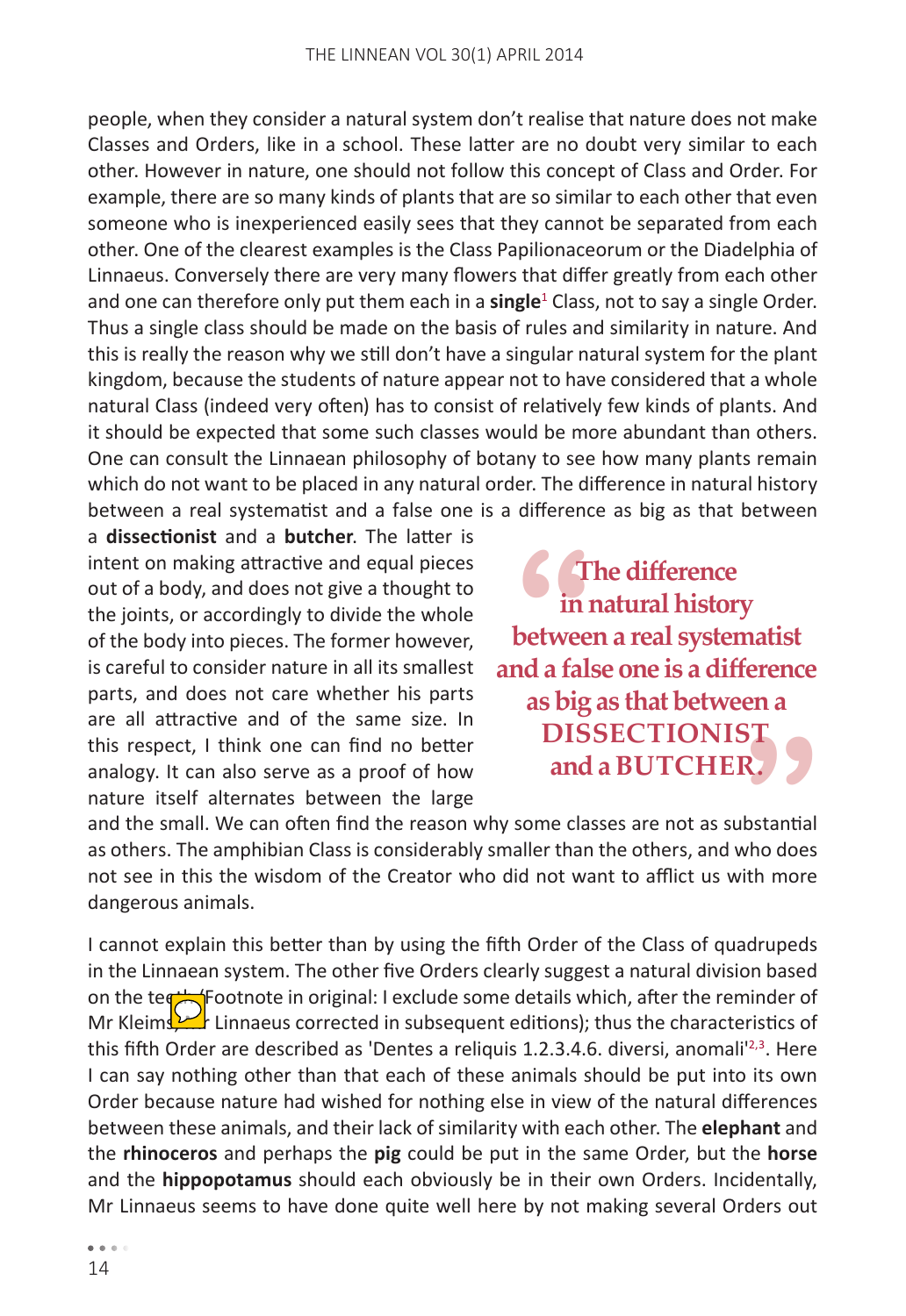people, when they consider a natural system don't realise that nature does not make Classes and Orders, like in a school. These latter are no doubt very similar to each other. However in nature, one should not follow this concept of Class and Order. For example, there are so many kinds of plants that are so similar to each other that even someone who is inexperienced easily sees that they cannot be separated from each other. One of the clearest examples is the Class Papilionaceorum or the Diadelphia of Linnaeus. Conversely there are very many flowers that differ greatly from each other and one can therefore only put them each in a **single**[1] Class, not to say a single Order. Thus a single class should be made on the basis of rules and similarity in nature. And this is really the reason why we still don't have a singular natural system for the plant kingdom, because the students of nature appear not to have considered that a whole natural Class (indeed very often) has to consist of relatively few kinds of plants. And it should be expected that some such classes would be more abundant than others. One can consult the Linnaean philosophy of botany to see how many plants remain which do not want to be placed in any natural order. The difference in natural history between a real systematist and a false one is a difference as big as that between a **dissectionist** and a **butcher**. The latter is intent on making attractive and equal pieces out of a body, and does not give a thought to the joints, or accordingly to divide the whole of the body into pieces. The former however, is careful to consider nature in all its smallest parts, and does not care whether his parts are all attractive and of the same size. In this respect, I think one can find no better analogy. It can also serve as a proof of how nature itself alternates between the large and the small. We can often find the reason why some classes are not as substantial as others. The amphibian Class is considerably smaller than the others, and who does not see in this the wisdom of the Creator who did not want to afflict us with more dangerous animals.

> "The difference in natural history between a real systematist and a false one is a difference as big as that between a DISSECTIONIST and a BUTCHER."

I cannot explain this better than by using the fifth Order of the Class of quadrupeds in the Linnaean system. The other five Orders clearly suggest a natural division based on the teeth (Footnote in original: I exclude some details which, after the reminder of Mr Kleims, Mr Linnaeus corrected in subsequent editions); thus the characteristics of this fifth Order are described as 'Dentes a reliquis 1.2.3.4.6. diversi, anomali'[2,3]. Here I can say nothing other than that each of these animals should be put into its own Order because nature had wished for nothing else in view of the natural differences between these animals, and their lack of similarity with each other. The **elephant** and the **rhinoceros** and perhaps the **pig** could be put in the same Order, but the **horse** and the **hippopotamus** should each obviously be in their own Orders. Incidentally, Mr Linnaeus seems to have done quite well here by not making several Orders out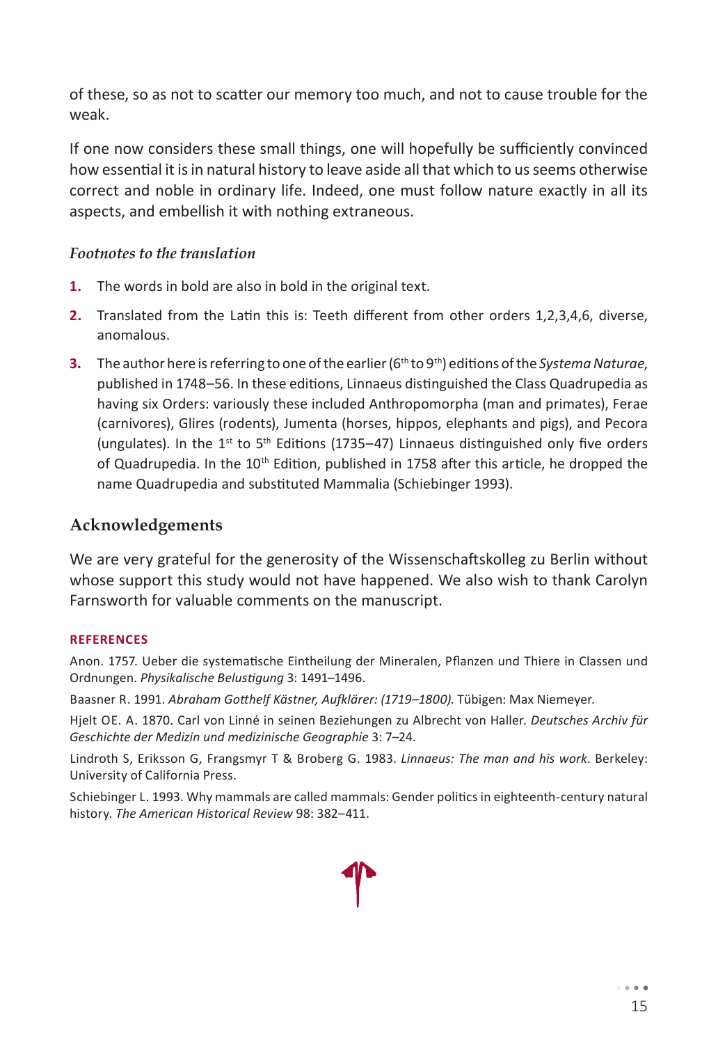of these, so as not to scatter our memory too much, and not to cause trouble for the weak.

If one now considers these small things, one will hopefully be sufficiently convinced how essential it is in natural history to leave aside all that which to us seems otherwise correct and noble in ordinary life. Indeed, one must follow nature exactly in all its aspects, and embellish it with nothing extraneous.

### *Footnotes to the translation*

1. The words in bold are also in bold in the original text.
2. Translated from the Latin this is: Teeth different from other orders 1,2,3,4,6, diverse, anomalous.
3. The author here is referring to one of the earlier (6th to 9th) editions of the *Systema Naturae*, published in 1748–56. In these editions, Linnaeus distinguished the Class Quadrupedia as having six Orders: variously these included Anthropomorpha (man and primates), Ferae (carnivores), Glires (rodents), Jumenta (horses, hippos, elephants and pigs), and Pecora (ungulates). In the 1st to 5th Editions (1735–47) Linnaeus distinguished only five orders of Quadrupedia. In the 10th Edition, published in 1758 after this article, he dropped the name Quadrupedia and substituted Mammalia (Schiebinger 1993).

## Acknowledgements

We are very grateful for the generosity of the Wissenschaftskolleg zu Berlin without whose support this study would not have happened. We also wish to thank Carolyn Farnsworth for valuable comments on the manuscript.

### REFERENCES

Anon. 1757. Ueber die systematische Eintheilung der Mineralen, Pflanzen und Thiere in Classen und Ordnungen. *Physikalische Belustigung* 3: 1491–1496.

Baasner R. 1991. *Abraham Gotthelf Kästner, Aufklärer: (1719–1800)*. Tübigen: Max Niemeyer.

Hjelt OE. A. 1870. Carl von Linné in seinen Beziehungen zu Albrecht von Haller. *Deutsches Archiv für Geschichte der Medizin und medizinische Geographie* 3: 7–24.

Lindroth S, Eriksson G, Frangsmyr T & Broberg G. 1983. *Linnaeus: The man and his work*. Berkeley: University of California Press.

Schiebinger L. 1993. Why mammals are called mammals: Gender politics in eighteenth-century natural history. *The American Historical Review* 98: 382–411.